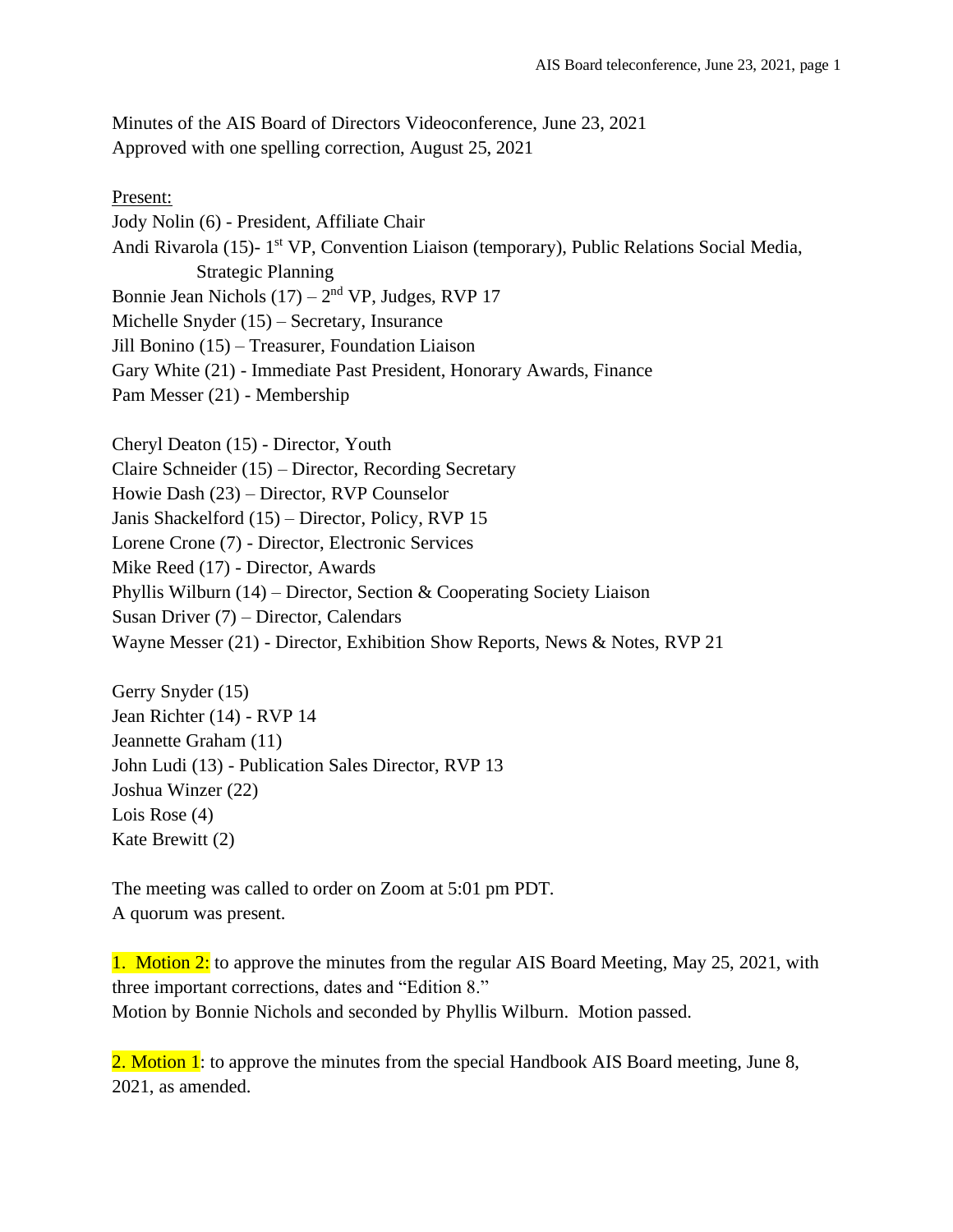Minutes of the AIS Board of Directors Videoconference, June 23, 2021
Approved with one spelling correction, August 25, 2021

Present:

Jody Nolin (6) - President, Affiliate Chair
Andi Rivarola (15)- 1st VP, Convention Liaison (temporary), Public Relations Social Media, Strategic Planning
Bonnie Jean Nichols (17) – 2nd VP, Judges, RVP 17
Michelle Snyder (15) – Secretary, Insurance
Jill Bonino (15) – Treasurer, Foundation Liaison
Gary White (21) - Immediate Past President, Honorary Awards, Finance
Pam Messer (21) - Membership

Cheryl Deaton (15) - Director, Youth
Claire Schneider (15) – Director, Recording Secretary
Howie Dash (23) – Director, RVP Counselor
Janis Shackelford (15) – Director, Policy, RVP 15
Lorene Crone (7) - Director, Electronic Services
Mike Reed (17) - Director, Awards
Phyllis Wilburn (14) – Director, Section & Cooperating Society Liaison
Susan Driver (7) – Director, Calendars
Wayne Messer (21) - Director, Exhibition Show Reports, News & Notes, RVP 21

Gerry Snyder (15)
Jean Richter (14) - RVP 14
Jeannette Graham (11)
John Ludi (13) - Publication Sales Director, RVP 13
Joshua Winzer (22)
Lois Rose (4)
Kate Brewitt (2)

The meeting was called to order on Zoom at 5:01 pm PDT.
A quorum was present.

1. Motion 2: to approve the minutes from the regular AIS Board Meeting, May 25, 2021, with three important corrections, dates and "Edition 8."
Motion by Bonnie Nichols and seconded by Phyllis Wilburn. Motion passed.

2. Motion 1: to approve the minutes from the special Handbook AIS Board meeting, June 8, 2021, as amended.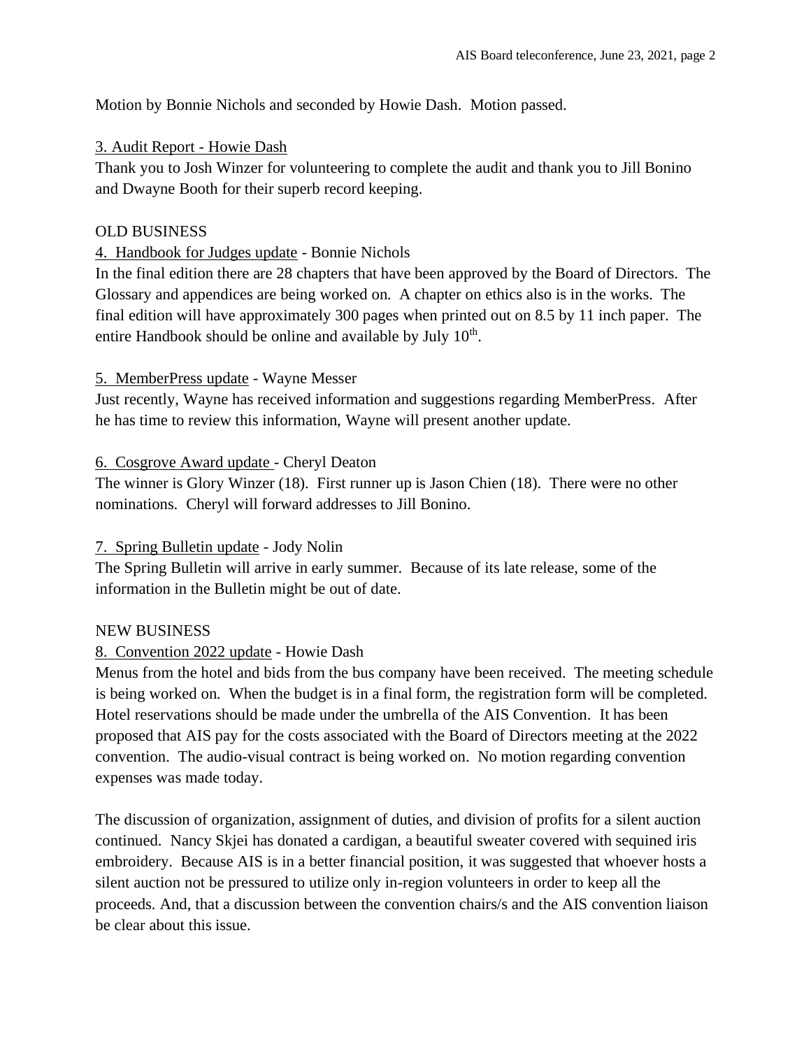Motion by Bonnie Nichols and seconded by Howie Dash.  Motion passed.

3. Audit Report - Howie Dash

Thank you to Josh Winzer for volunteering to complete the audit and thank you to Jill Bonino and Dwayne Booth for their superb record keeping.

OLD BUSINESS

4. Handbook for Judges update - Bonnie Nichols

In the final edition there are 28 chapters that have been approved by the Board of Directors.  The Glossary and appendices are being worked on.  A chapter on ethics also is in the works.  The final edition will have approximately 300 pages when printed out on 8.5 by 11 inch paper.  The entire Handbook should be online and available by July 10th.

5. MemberPress update - Wayne Messer

Just recently, Wayne has received information and suggestions regarding MemberPress.  After he has time to review this information, Wayne will present another update.

6. Cosgrove Award update - Cheryl Deaton

The winner is Glory Winzer (18).  First runner up is Jason Chien (18).  There were no other nominations.  Cheryl will forward addresses to Jill Bonino.

7. Spring Bulletin update - Jody Nolin

The Spring Bulletin will arrive in early summer.  Because of its late release, some of the information in the Bulletin might be out of date.

NEW BUSINESS

8. Convention 2022 update - Howie Dash

Menus from the hotel and bids from the bus company have been received.  The meeting schedule is being worked on.  When the budget is in a final form, the registration form will be completed.  Hotel reservations should be made under the umbrella of the AIS Convention.  It has been proposed that AIS pay for the costs associated with the Board of Directors meeting at the 2022 convention.  The audio-visual contract is being worked on.  No motion regarding convention expenses was made today.

The discussion of organization, assignment of duties, and division of profits for a silent auction continued.  Nancy Skjei has donated a cardigan, a beautiful sweater covered with sequined iris embroidery.  Because AIS is in a better financial position, it was suggested that whoever hosts a silent auction not be pressured to utilize only in-region volunteers in order to keep all the proceeds. And, that a discussion between the convention chairs/s and the AIS convention liaison be clear about this issue.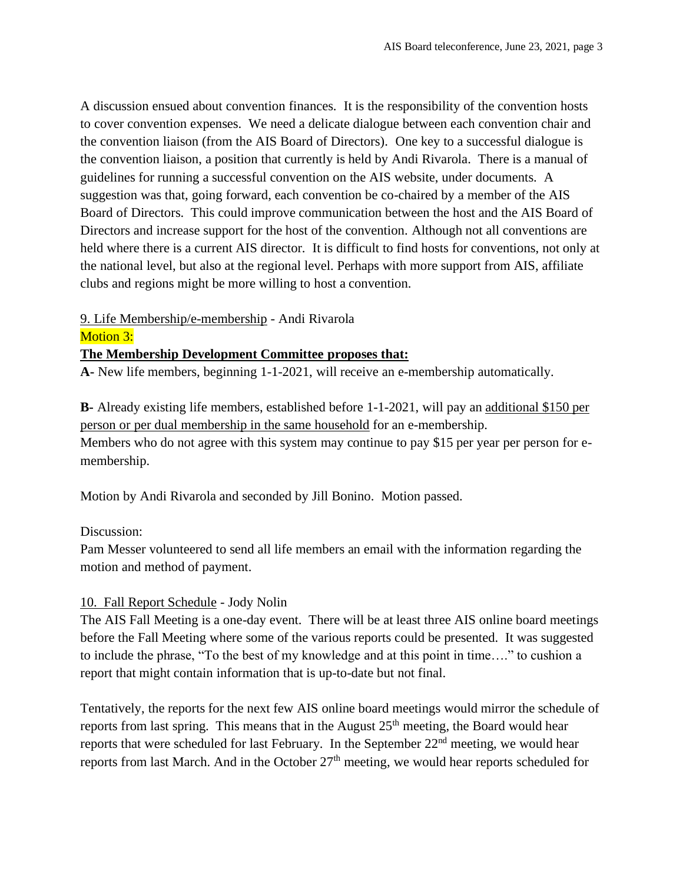A discussion ensued about convention finances. It is the responsibility of the convention hosts to cover convention expenses. We need a delicate dialogue between each convention chair and the convention liaison (from the AIS Board of Directors). One key to a successful dialogue is the convention liaison, a position that currently is held by Andi Rivarola. There is a manual of guidelines for running a successful convention on the AIS website, under documents. A suggestion was that, going forward, each convention be co-chaired by a member of the AIS Board of Directors. This could improve communication between the host and the AIS Board of Directors and increase support for the host of the convention. Although not all conventions are held where there is a current AIS director. It is difficult to find hosts for conventions, not only at the national level, but also at the regional level. Perhaps with more support from AIS, affiliate clubs and regions might be more willing to host a convention.

9. Life Membership/e-membership - Andi Rivarola

Motion 3:

**The Membership Development Committee proposes that:**

**A-** New life members, beginning 1-1-2021, will receive an e-membership automatically.

**B-** Already existing life members, established before 1-1-2021, will pay an additional \$150 per person or per dual membership in the same household for an e-membership.
Members who do not agree with this system may continue to pay \$15 per year per person for e-membership.

Motion by Andi Rivarola and seconded by Jill Bonino. Motion passed.

Discussion:
Pam Messer volunteered to send all life members an email with the information regarding the motion and method of payment.

10. Fall Report Schedule - Jody Nolin

The AIS Fall Meeting is a one-day event. There will be at least three AIS online board meetings before the Fall Meeting where some of the various reports could be presented. It was suggested to include the phrase, "To the best of my knowledge and at this point in time…." to cushion a report that might contain information that is up-to-date but not final.

Tentatively, the reports for the next few AIS online board meetings would mirror the schedule of reports from last spring. This means that in the August 25th meeting, the Board would hear reports that were scheduled for last February. In the September 22nd meeting, we would hear reports from last March. And in the October 27th meeting, we would hear reports scheduled for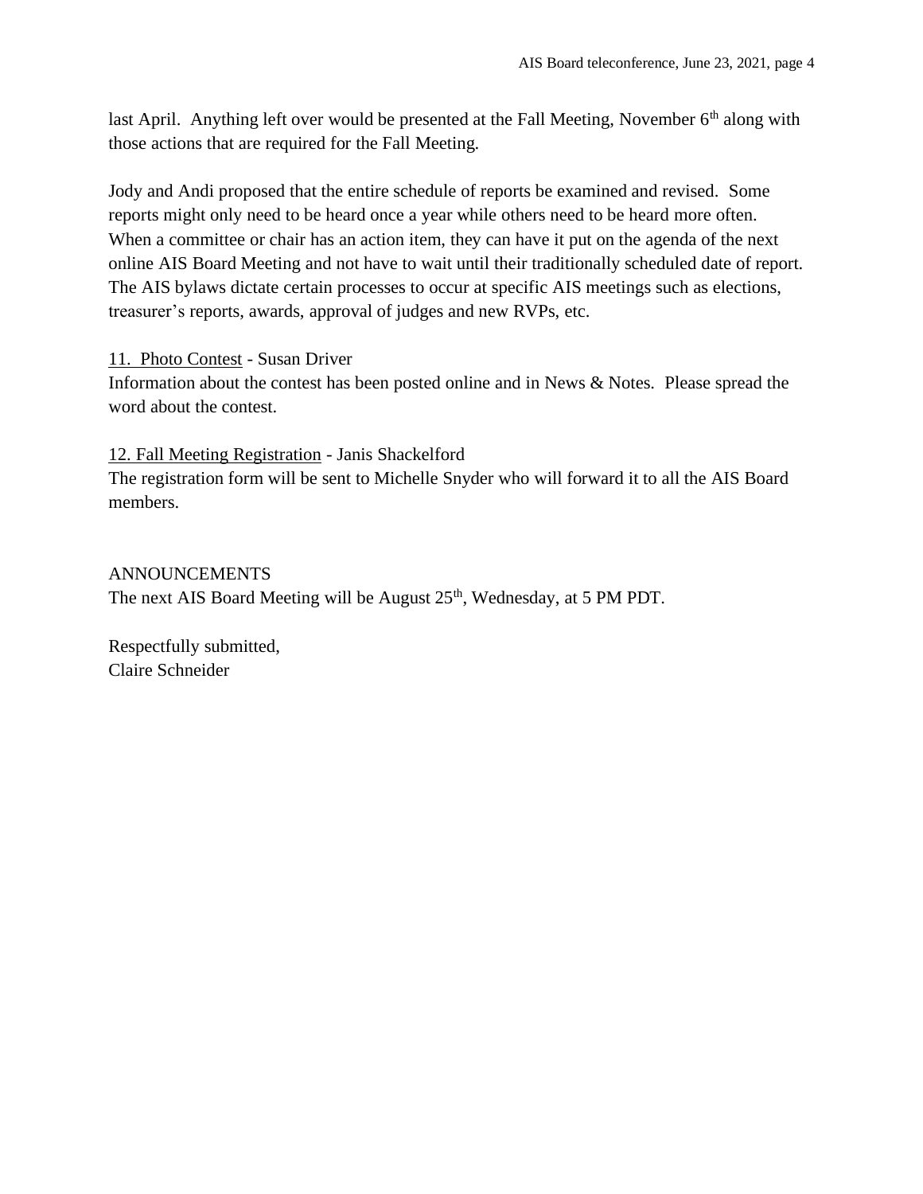last April. Anything left over would be presented at the Fall Meeting, November 6th along with those actions that are required for the Fall Meeting.

Jody and Andi proposed that the entire schedule of reports be examined and revised. Some reports might only need to be heard once a year while others need to be heard more often. When a committee or chair has an action item, they can have it put on the agenda of the next online AIS Board Meeting and not have to wait until their traditionally scheduled date of report. The AIS bylaws dictate certain processes to occur at specific AIS meetings such as elections, treasurer's reports, awards, approval of judges and new RVPs, etc.

<u>11. Photo Contest</u> - Susan Driver
Information about the contest has been posted online and in News & Notes. Please spread the word about the contest.

<u>12. Fall Meeting Registration</u> - Janis Shackelford
The registration form will be sent to Michelle Snyder who will forward it to all the AIS Board members.

ANNOUNCEMENTS
The next AIS Board Meeting will be August 25th, Wednesday, at 5 PM PDT.

Respectfully submitted,
Claire Schneider